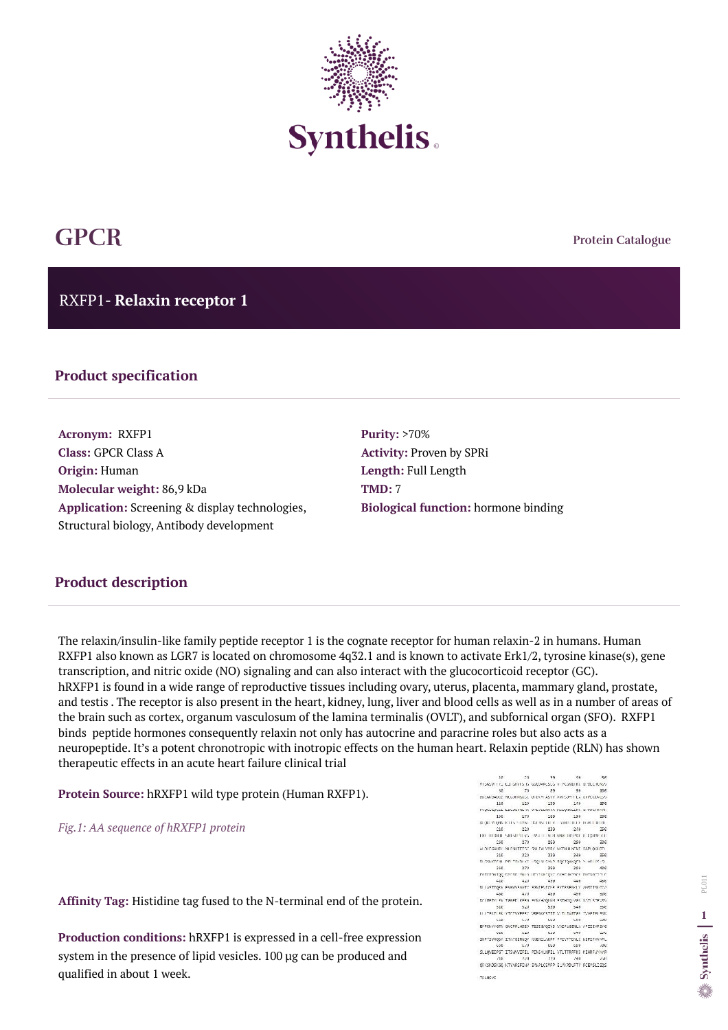# GPCR

Protein Catalogue

## RXFP1- **Relaxin receptor 1**

## Product specification

**Acronym:** RXFP1
**Class:** GPCR Class A
**Origin:** Human
**Molecular weight:** 86,9 kDa
**Application:** Screening & display technologies, Structural biology, Antibody development

**Purity:** >70%
**Activity:** Proven by SPRi
**Length:** Full Length
**TMD:** 7
**Biological function:** hormone binding

## Product description

The relaxin/insulin-like family peptide receptor 1 is the cognate receptor for human relaxin-2 in humans. Human RXFP1 also known as LGR7 is located on chromosome 4q32.1 and is known to activate Erk1/2, tyrosine kinase(s), gene transcription, and nitric oxide (NO) signaling and can also interact with the glucocorticoid receptor (GC). hRXFP1 is found in a wide range of reproductive tissues including ovary, uterus, placenta, mammary gland, prostate, and testis . The receptor is also present in the heart, kidney, lung, liver and blood cells as well as in a number of areas of the brain such as cortex, organum vasculosum of the lamina terminalis (OVLT), and subfornical organ (SFO). RXFP1 binds peptide hormones consequently relaxin not only has autocrine and paracrine roles but also acts as a neuropeptide. It's a potent chronotropic with inotropic effects on the human heart. Relaxin peptide (RLN) has shown therapeutic effects in an acute heart failure clinical trial

**Protein Source:** hRXFP1 wild type protein (Human RXFP1).

*Fig.1: AA sequence of hRXFP1 protein*

**Affinity Tag:** Histidine tag fused to the N-terminal end of the protein.

**Production conditions:** hRXFP1 is expressed in a cell-free expression system in the presence of lipid vesicles. 100 µg can be produced and qualified in about 1 week.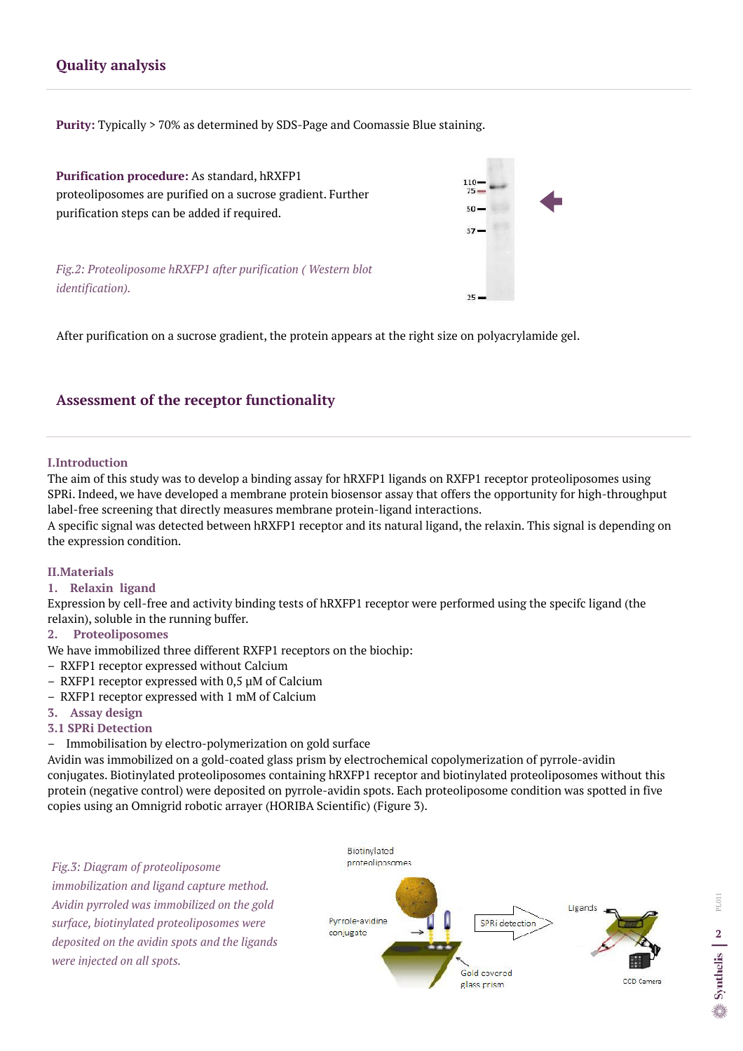## Quality analysis

**Purity:** Typically > 70% as determined by SDS-Page and Coomassie Blue staining.

**Purification procedure:** As standard, hRXFP1 proteoliposomes are purified on a sucrose gradient. Further purification steps can be added if required.

*Fig.2: Proteoliposome hRXFP1 after purification ( Western blot identification).*

After purification on a sucrose gradient, the protein appears at the right size on polyacrylamide gel.

## Assessment of the receptor functionality

### I.Introduction

The aim of this study was to develop a binding assay for hRXFP1 ligands on RXFP1 receptor proteoliposomes using SPRi. Indeed, we have developed a membrane protein biosensor assay that offers the opportunity for high-throughput label-free screening that directly measures membrane protein-ligand interactions.

A specific signal was detected between hRXFP1 receptor and its natural ligand, the relaxin. This signal is depending on the expression condition.

### II.Materials

#### 1. Relaxin ligand

Expression by cell-free and activity binding tests of hRXFP1 receptor were performed using the specifc ligand (the relaxin), soluble in the running buffer.

#### 2. Proteoliposomes

We have immobilized three different RXFP1 receptors on the biochip:

- RXFP1 receptor expressed without Calcium
- RXFP1 receptor expressed with 0,5 µM of Calcium
- RXFP1 receptor expressed with 1 mM of Calcium

#### 3. Assay design

#### 3.1 SPRi Detection

- Immobilisation by electro-polymerization on gold surface

Avidin was immobilized on a gold-coated glass prism by electrochemical copolymerization of pyrrole-avidin conjugates. Biotinylated proteoliposomes containing hRXFP1 receptor and biotinylated proteoliposomes without this protein (negative control) were deposited on pyrrole-avidin spots. Each proteoliposome condition was spotted in five copies using an Omnigrid robotic arrayer (HORIBA Scientific) (Figure 3).

*Fig.3: Diagram of proteoliposome immobilization and ligand capture method. Avidin pyrroled was immobilized on the gold surface, biotinylated proteoliposomes were deposited on the avidin spots and the ligands were injected on all spots.*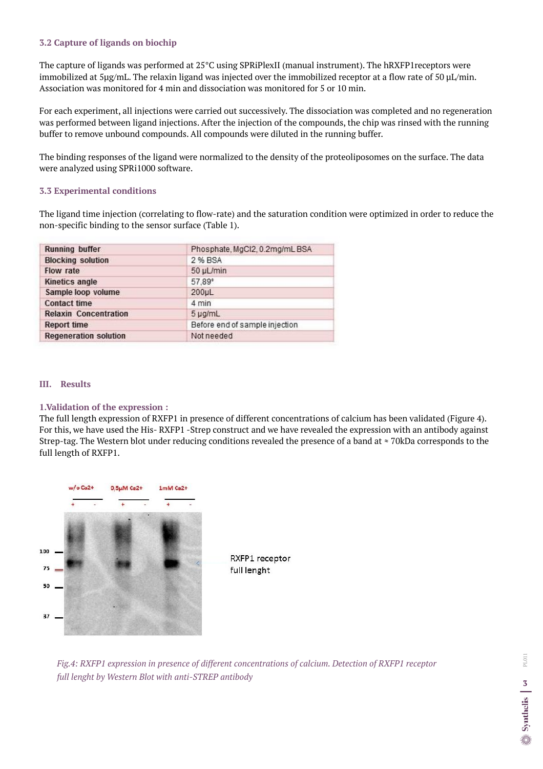### 3.2 Capture of ligands on biochip

The capture of ligands was performed at 25°C using SPRiPlexII (manual instrument). The hRXFP1receptors were immobilized at 5µg/mL. The relaxin ligand was injected over the immobilized receptor at a flow rate of 50 µL/min. Association was monitored for 4 min and dissociation was monitored for 5 or 10 min.

For each experiment, all injections were carried out successively. The dissociation was completed and no regeneration was performed between ligand injections. After the injection of the compounds, the chip was rinsed with the running buffer to remove unbound compounds. All compounds were diluted in the running buffer.

The binding responses of the ligand were normalized to the density of the proteoliposomes on the surface. The data were analyzed using SPRi1000 software.

### 3.3 Experimental conditions

The ligand time injection (correlating to flow-rate) and the saturation condition were optimized in order to reduce the non-specific binding to the sensor surface (Table 1).

| Running buffer | Phosphate, $MgCl_2$, 0.2mg/mL BSA |
|---|---|
| Blocking solution | 2 % BSA |
| Flow rate | 50 µL/min |
| Kinetics angle | 57,89° |
| Sample loop volume | 200µL |
| Contact time | 4 min |
| Relaxin Concentration | 5 µg/mL |
| Report time | Before end of sample injection |
| Regeneration solution | Not needed |

## III. Results

### 1.Validation of the expression :

The full length expression of RXFP1 in presence of different concentrations of calcium has been validated (Figure 4). For this, we have used the His- RXFP1 -Strep construct and we have revealed the expression with an antibody against Strep-tag. The Western blot under reducing conditions revealed the presence of a band at ≈ 70kDa corresponds to the full length of RXFP1.

*Fig.4: RXFP1 expression in presence of different concentrations of calcium. Detection of RXFP1 receptor full lenght by Western Blot with anti-STREP antibody*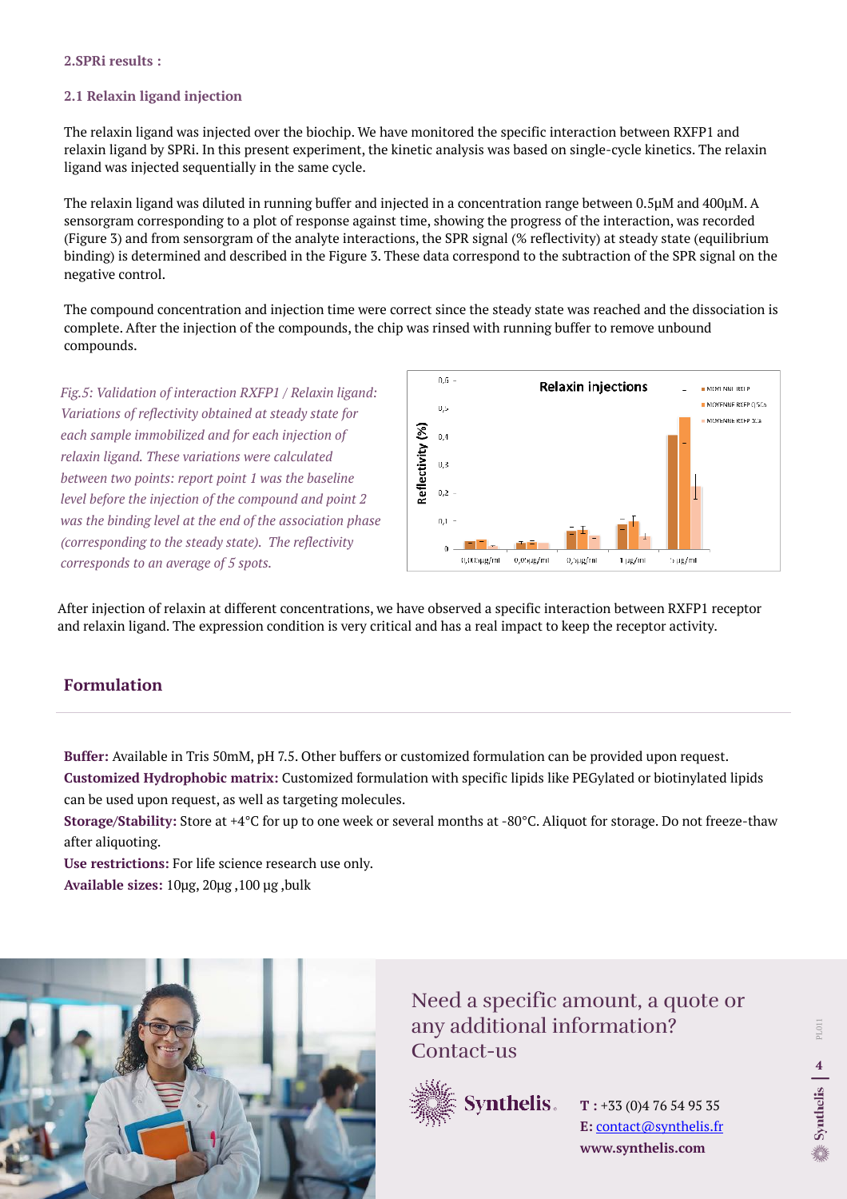**2.SPRi results :**

**2.1 Relaxin ligand injection**

The relaxin ligand was injected over the biochip. We have monitored the specific interaction between RXFP1 and relaxin ligand by SPRi. In this present experiment, the kinetic analysis was based on single-cycle kinetics. The relaxin ligand was injected sequentially in the same cycle.

The relaxin ligand was diluted in running buffer and injected in a concentration range between 0.5µM and 400µM. A sensorgram corresponding to a plot of response against time, showing the progress of the interaction, was recorded (Figure 3) and from sensorgram of the analyte interactions, the SPR signal (% reflectivity) at steady state (equilibrium binding) is determined and described in the Figure 3. These data correspond to the subtraction of the SPR signal on the negative control.

The compound concentration and injection time were correct since the steady state was reached and the dissociation is complete. After the injection of the compounds, the chip was rinsed with running buffer to remove unbound compounds.

Relaxin injections

Reflectivity (%)

0,6
0,5
0,4
0,3
0,2
0,1
0

0,005µg/ml
0,05µg/ml
0,5µg/ml
1 µg/ml
5 µg/ml

MOYENNE RXFP
MOYENNE RXFP 0,5Ca
MOYENNE RXFP 1Ca

*Fig.5: Validation of interaction RXFP1 / Relaxin ligand: Variations of reflectivity obtained at steady state for each sample immobilized and for each injection of relaxin ligand. These variations were calculated between two points: report point 1 was the baseline level before the injection of the compound and point 2 was the binding level at the end of the association phase (corresponding to the steady state). The reflectivity corresponds to an average of 5 spots.*

After injection of relaxin at different concentrations, we have observed a specific interaction between RXFP1 receptor and relaxin ligand. The expression condition is very critical and has a real impact to keep the receptor activity.

## Formulation

**Buffer:** Available in Tris 50mM, pH 7.5. Other buffers or customized formulation can be provided upon request.
**Customized Hydrophobic matrix:** Customized formulation with specific lipids like PEGylated or biotinylated lipids can be used upon request, as well as targeting molecules.
**Storage/Stability:** Store at +4°C for up to one week or several months at -80°C. Aliquot for storage. Do not freeze-thaw after aliquoting.
**Use restrictions:** For life science research use only.
**Available sizes:** 10µg, 20µg ,100 µg ,bulk

Need a specific amount, a quote or any additional information? Contact-us

Synthelis

**T :** +33 (0)4 76 54 95 35
**E:** contact@synthelis.fr
**www.synthelis.com**